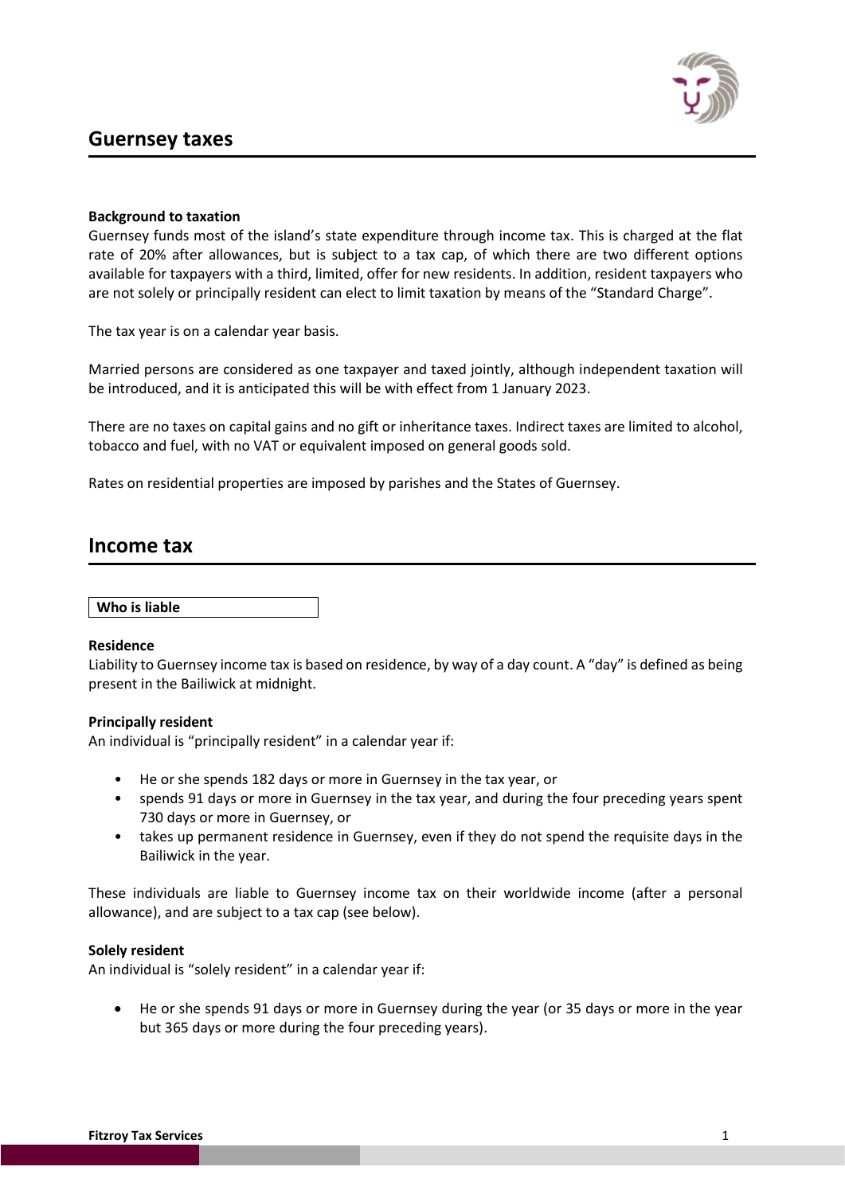# Guernsey taxes

**Background to taxation**

Guernsey funds most of the island's state expenditure through income tax. This is charged at the flat rate of 20% after allowances, but is subject to a tax cap, of which there are two different options available for taxpayers with a third, limited, offer for new residents. In addition, resident taxpayers who are not solely or principally resident can elect to limit taxation by means of the "Standard Charge".

The tax year is on a calendar year basis.

Married persons are considered as one taxpayer and taxed jointly, although independent taxation will be introduced, and it is anticipated this will be with effect from 1 January 2023.

There are no taxes on capital gains and no gift or inheritance taxes. Indirect taxes are limited to alcohol, tobacco and fuel, with no VAT or equivalent imposed on general goods sold.

Rates on residential properties are imposed by parishes and the States of Guernsey.

# Income tax

**Who is liable**

**Residence**

Liability to Guernsey income tax is based on residence, by way of a day count. A "day" is defined as being present in the Bailiwick at midnight.

**Principally resident**

An individual is "principally resident" in a calendar year if:

- He or she spends 182 days or more in Guernsey in the tax year, or
- spends 91 days or more in Guernsey in the tax year, and during the four preceding years spent 730 days or more in Guernsey, or
- takes up permanent residence in Guernsey, even if they do not spend the requisite days in the Bailiwick in the year.

These individuals are liable to Guernsey income tax on their worldwide income (after a personal allowance), and are subject to a tax cap (see below).

**Solely resident**

An individual is "solely resident" in a calendar year if:

- He or she spends 91 days or more in Guernsey during the year (or 35 days or more in the year but 365 days or more during the four preceding years).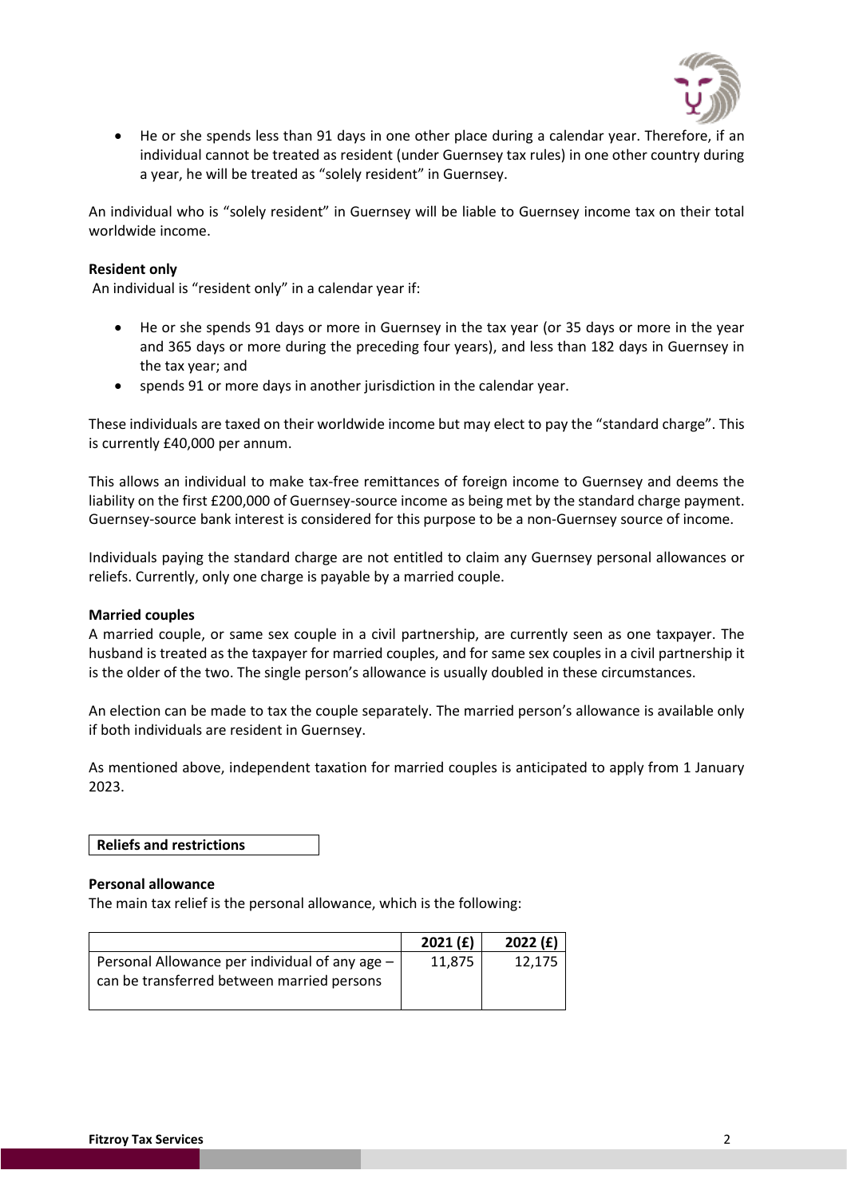- He or she spends less than 91 days in one other place during a calendar year. Therefore, if an individual cannot be treated as resident (under Guernsey tax rules) in one other country during a year, he will be treated as "solely resident" in Guernsey.

An individual who is "solely resident" in Guernsey will be liable to Guernsey income tax on their total worldwide income.

**Resident only**

An individual is "resident only" in a calendar year if:

- He or she spends 91 days or more in Guernsey in the tax year (or 35 days or more in the year and 365 days or more during the preceding four years), and less than 182 days in Guernsey in the tax year; and
- spends 91 or more days in another jurisdiction in the calendar year.

These individuals are taxed on their worldwide income but may elect to pay the "standard charge". This is currently £40,000 per annum.

This allows an individual to make tax-free remittances of foreign income to Guernsey and deems the liability on the first £200,000 of Guernsey-source income as being met by the standard charge payment. Guernsey-source bank interest is considered for this purpose to be a non-Guernsey source of income.

Individuals paying the standard charge are not entitled to claim any Guernsey personal allowances or reliefs. Currently, only one charge is payable by a married couple.

**Married couples**

A married couple, or same sex couple in a civil partnership, are currently seen as one taxpayer. The husband is treated as the taxpayer for married couples, and for same sex couples in a civil partnership it is the older of the two. The single person's allowance is usually doubled in these circumstances.

An election can be made to tax the couple separately. The married person's allowance is available only if both individuals are resident in Guernsey.

As mentioned above, independent taxation for married couples is anticipated to apply from 1 January 2023.

## Reliefs and restrictions

**Personal allowance**

The main tax relief is the personal allowance, which is the following:

| | 2021 (£) | 2022 (£) |
|---|---|---|
| Personal Allowance per individual of any age – can be transferred between married persons | 11,875 | 12,175 |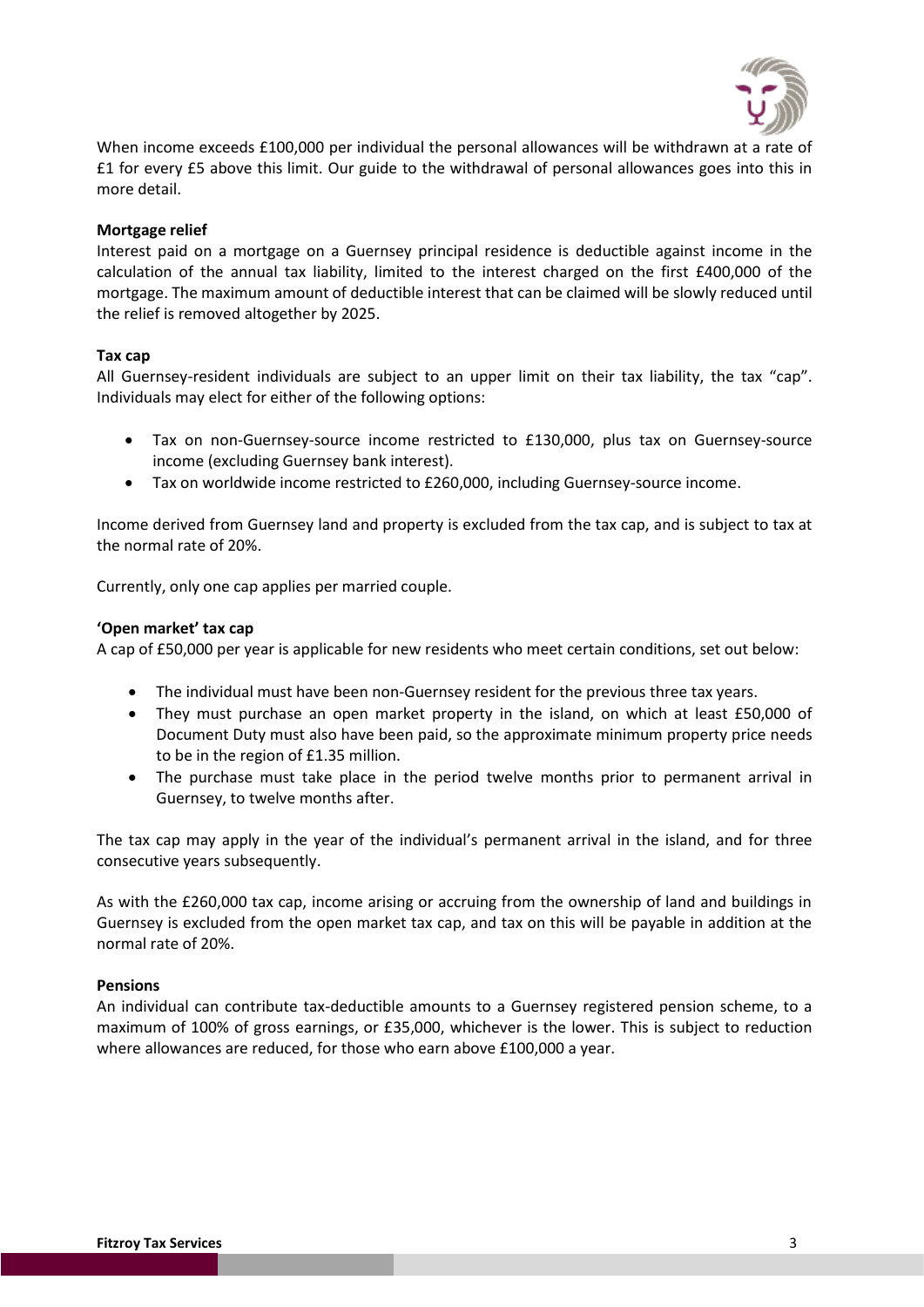When income exceeds £100,000 per individual the personal allowances will be withdrawn at a rate of £1 for every £5 above this limit. Our guide to the withdrawal of personal allowances goes into this in more detail.

**Mortgage relief**

Interest paid on a mortgage on a Guernsey principal residence is deductible against income in the calculation of the annual tax liability, limited to the interest charged on the first £400,000 of the mortgage. The maximum amount of deductible interest that can be claimed will be slowly reduced until the relief is removed altogether by 2025.

**Tax cap**

All Guernsey-resident individuals are subject to an upper limit on their tax liability, the tax "cap". Individuals may elect for either of the following options:

- Tax on non-Guernsey-source income restricted to £130,000, plus tax on Guernsey-source income (excluding Guernsey bank interest).
- Tax on worldwide income restricted to £260,000, including Guernsey-source income.

Income derived from Guernsey land and property is excluded from the tax cap, and is subject to tax at the normal rate of 20%.

Currently, only one cap applies per married couple.

**'Open market' tax cap**

A cap of £50,000 per year is applicable for new residents who meet certain conditions, set out below:

- The individual must have been non-Guernsey resident for the previous three tax years.
- They must purchase an open market property in the island, on which at least £50,000 of Document Duty must also have been paid, so the approximate minimum property price needs to be in the region of £1.35 million.
- The purchase must take place in the period twelve months prior to permanent arrival in Guernsey, to twelve months after.

The tax cap may apply in the year of the individual's permanent arrival in the island, and for three consecutive years subsequently.

As with the £260,000 tax cap, income arising or accruing from the ownership of land and buildings in Guernsey is excluded from the open market tax cap, and tax on this will be payable in addition at the normal rate of 20%.

**Pensions**

An individual can contribute tax-deductible amounts to a Guernsey registered pension scheme, to a maximum of 100% of gross earnings, or £35,000, whichever is the lower. This is subject to reduction where allowances are reduced, for those who earn above £100,000 a year.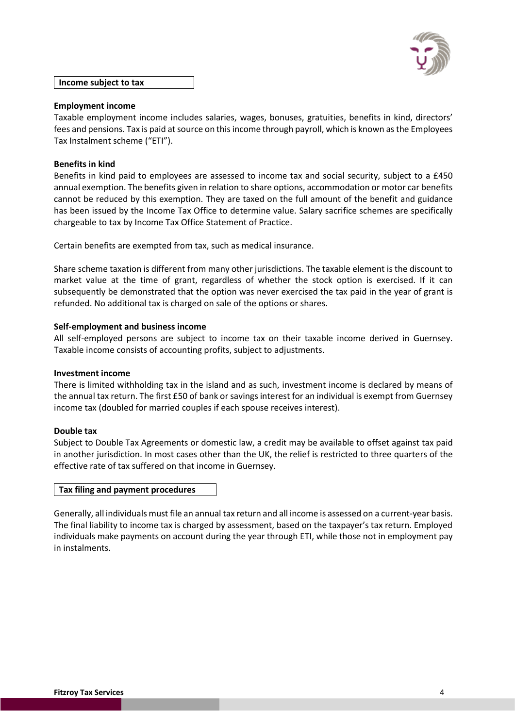## Income subject to tax

### Employment income

Taxable employment income includes salaries, wages, bonuses, gratuities, benefits in kind, directors' fees and pensions. Tax is paid at source on this income through payroll, which is known as the Employees Tax Instalment scheme ("ETI").

### Benefits in kind

Benefits in kind paid to employees are assessed to income tax and social security, subject to a £450 annual exemption. The benefits given in relation to share options, accommodation or motor car benefits cannot be reduced by this exemption. They are taxed on the full amount of the benefit and guidance has been issued by the Income Tax Office to determine value. Salary sacrifice schemes are specifically chargeable to tax by Income Tax Office Statement of Practice.

Certain benefits are exempted from tax, such as medical insurance.

Share scheme taxation is different from many other jurisdictions. The taxable element is the discount to market value at the time of grant, regardless of whether the stock option is exercised. If it can subsequently be demonstrated that the option was never exercised the tax paid in the year of grant is refunded. No additional tax is charged on sale of the options or shares.

### Self-employment and business income

All self-employed persons are subject to income tax on their taxable income derived in Guernsey. Taxable income consists of accounting profits, subject to adjustments.

### Investment income

There is limited withholding tax in the island and as such, investment income is declared by means of the annual tax return. The first £50 of bank or savings interest for an individual is exempt from Guernsey income tax (doubled for married couples if each spouse receives interest).

### Double tax

Subject to Double Tax Agreements or domestic law, a credit may be available to offset against tax paid in another jurisdiction. In most cases other than the UK, the relief is restricted to three quarters of the effective rate of tax suffered on that income in Guernsey.

## Tax filing and payment procedures

Generally, all individuals must file an annual tax return and all income is assessed on a current-year basis. The final liability to income tax is charged by assessment, based on the taxpayer's tax return. Employed individuals make payments on account during the year through ETI, while those not in employment pay in instalments.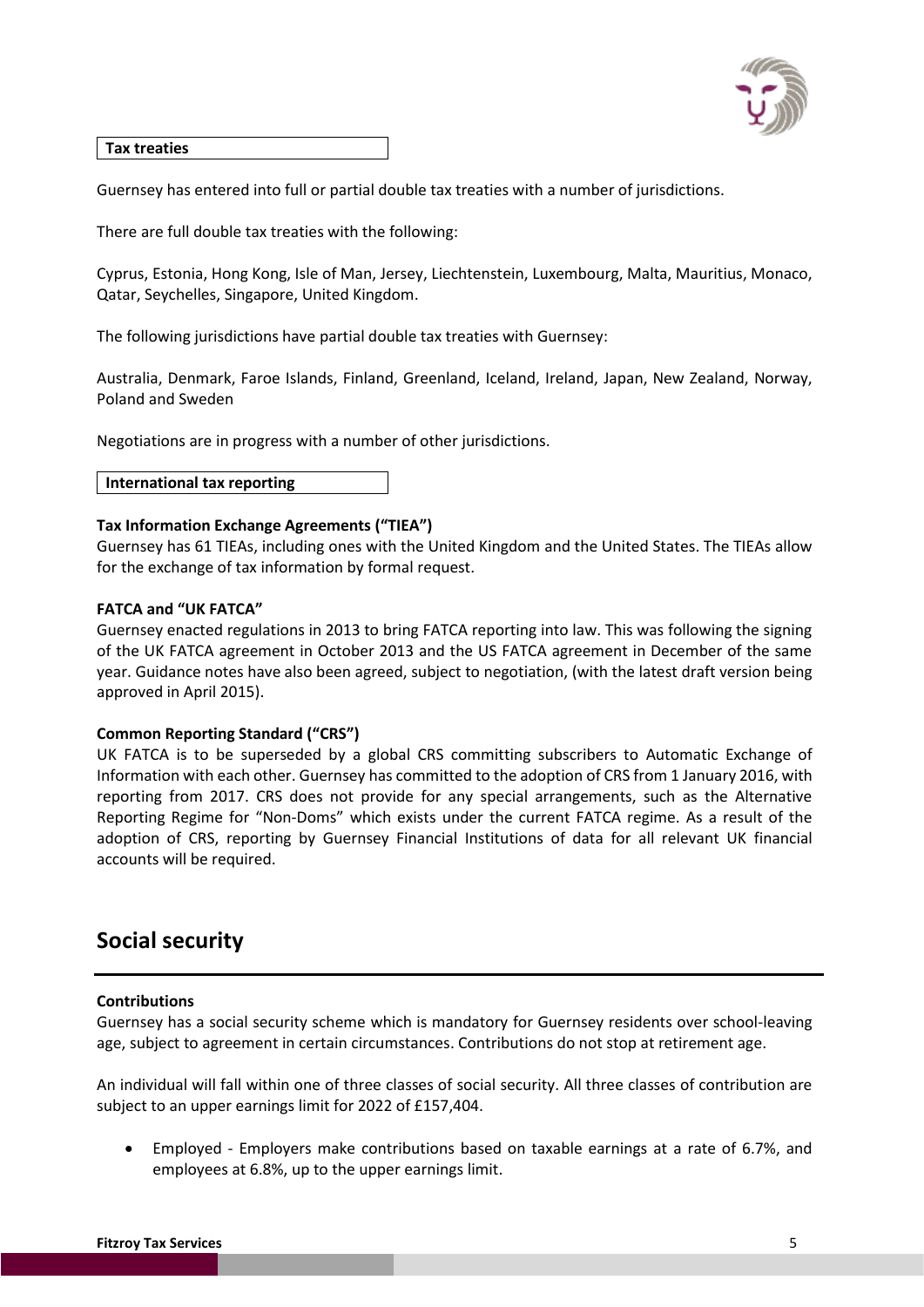### Tax treaties

Guernsey has entered into full or partial double tax treaties with a number of jurisdictions.

There are full double tax treaties with the following:

Cyprus, Estonia, Hong Kong, Isle of Man, Jersey, Liechtenstein, Luxembourg, Malta, Mauritius, Monaco, Qatar, Seychelles, Singapore, United Kingdom.

The following jurisdictions have partial double tax treaties with Guernsey:

Australia, Denmark, Faroe Islands, Finland, Greenland, Iceland, Ireland, Japan, New Zealand, Norway, Poland and Sweden

Negotiations are in progress with a number of other jurisdictions.

### International tax reporting

**Tax Information Exchange Agreements ("TIEA")**
Guernsey has 61 TIEAs, including ones with the United Kingdom and the United States. The TIEAs allow for the exchange of tax information by formal request.

**FATCA and "UK FATCA"**
Guernsey enacted regulations in 2013 to bring FATCA reporting into law. This was following the signing of the UK FATCA agreement in October 2013 and the US FATCA agreement in December of the same year. Guidance notes have also been agreed, subject to negotiation, (with the latest draft version being approved in April 2015).

**Common Reporting Standard ("CRS")**
UK FATCA is to be superseded by a global CRS committing subscribers to Automatic Exchange of Information with each other. Guernsey has committed to the adoption of CRS from 1 January 2016, with reporting from 2017. CRS does not provide for any special arrangements, such as the Alternative Reporting Regime for "Non-Doms" which exists under the current FATCA regime. As a result of the adoption of CRS, reporting by Guernsey Financial Institutions of data for all relevant UK financial accounts will be required.

## Social security

**Contributions**
Guernsey has a social security scheme which is mandatory for Guernsey residents over school-leaving age, subject to agreement in certain circumstances. Contributions do not stop at retirement age.

An individual will fall within one of three classes of social security. All three classes of contribution are subject to an upper earnings limit for 2022 of £157,404.

- Employed - Employers make contributions based on taxable earnings at a rate of 6.7%, and employees at 6.8%, up to the upper earnings limit.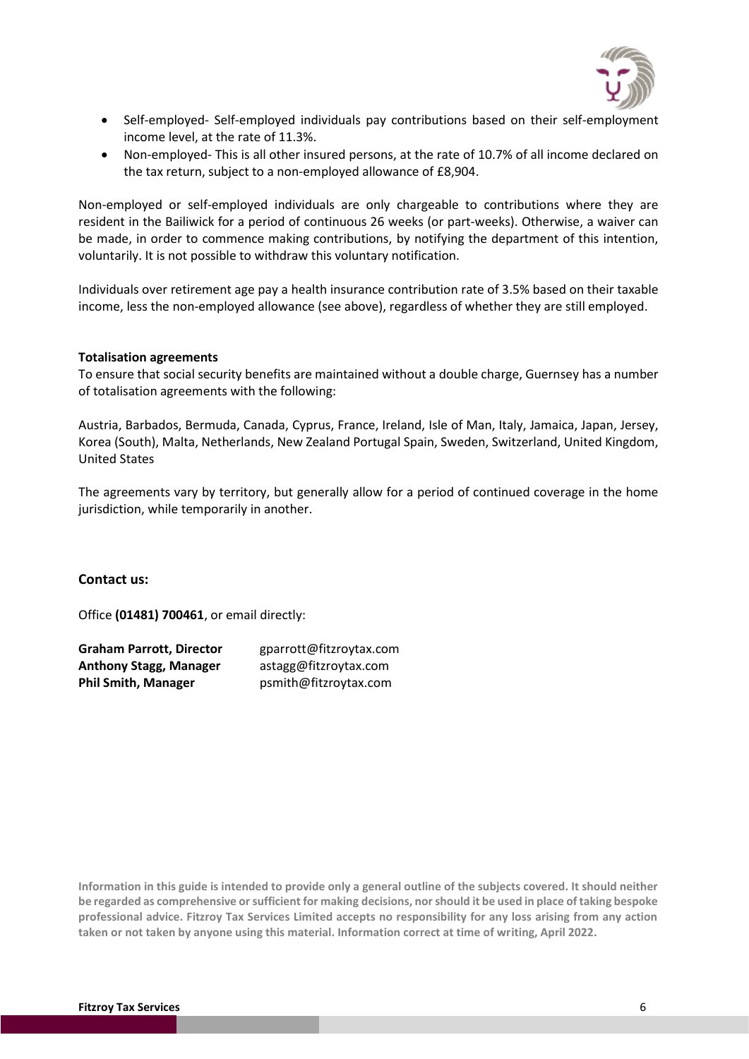- Self-employed- Self-employed individuals pay contributions based on their self-employment income level, at the rate of 11.3%.
- Non-employed- This is all other insured persons, at the rate of 10.7% of all income declared on the tax return, subject to a non-employed allowance of £8,904.

Non-employed or self-employed individuals are only chargeable to contributions where they are resident in the Bailiwick for a period of continuous 26 weeks (or part-weeks). Otherwise, a waiver can be made, in order to commence making contributions, by notifying the department of this intention, voluntarily. It is not possible to withdraw this voluntary notification.

Individuals over retirement age pay a health insurance contribution rate of 3.5% based on their taxable income, less the non-employed allowance (see above), regardless of whether they are still employed.

**Totalisation agreements**

To ensure that social security benefits are maintained without a double charge, Guernsey has a number of totalisation agreements with the following:

Austria, Barbados, Bermuda, Canada, Cyprus, France, Ireland, Isle of Man, Italy, Jamaica, Japan, Jersey, Korea (South), Malta, Netherlands, New Zealand Portugal Spain, Sweden, Switzerland, United Kingdom, United States

The agreements vary by territory, but generally allow for a period of continued coverage in the home jurisdiction, while temporarily in another.

## Contact us:

Office **(01481) 700461**, or email directly:

| | |
|---|---|
| **Graham Parrott, Director** | gparrott@fitzroytax.com |
| **Anthony Stagg, Manager** | astagg@fitzroytax.com |
| **Phil Smith, Manager** | psmith@fitzroytax.com |

**Information in this guide is intended to provide only a general outline of the subjects covered. It should neither be regarded as comprehensive or sufficient for making decisions, nor should it be used in place of taking bespoke professional advice. Fitzroy Tax Services Limited accepts no responsibility for any loss arising from any action taken or not taken by anyone using this material. Information correct at time of writing, April 2022.**